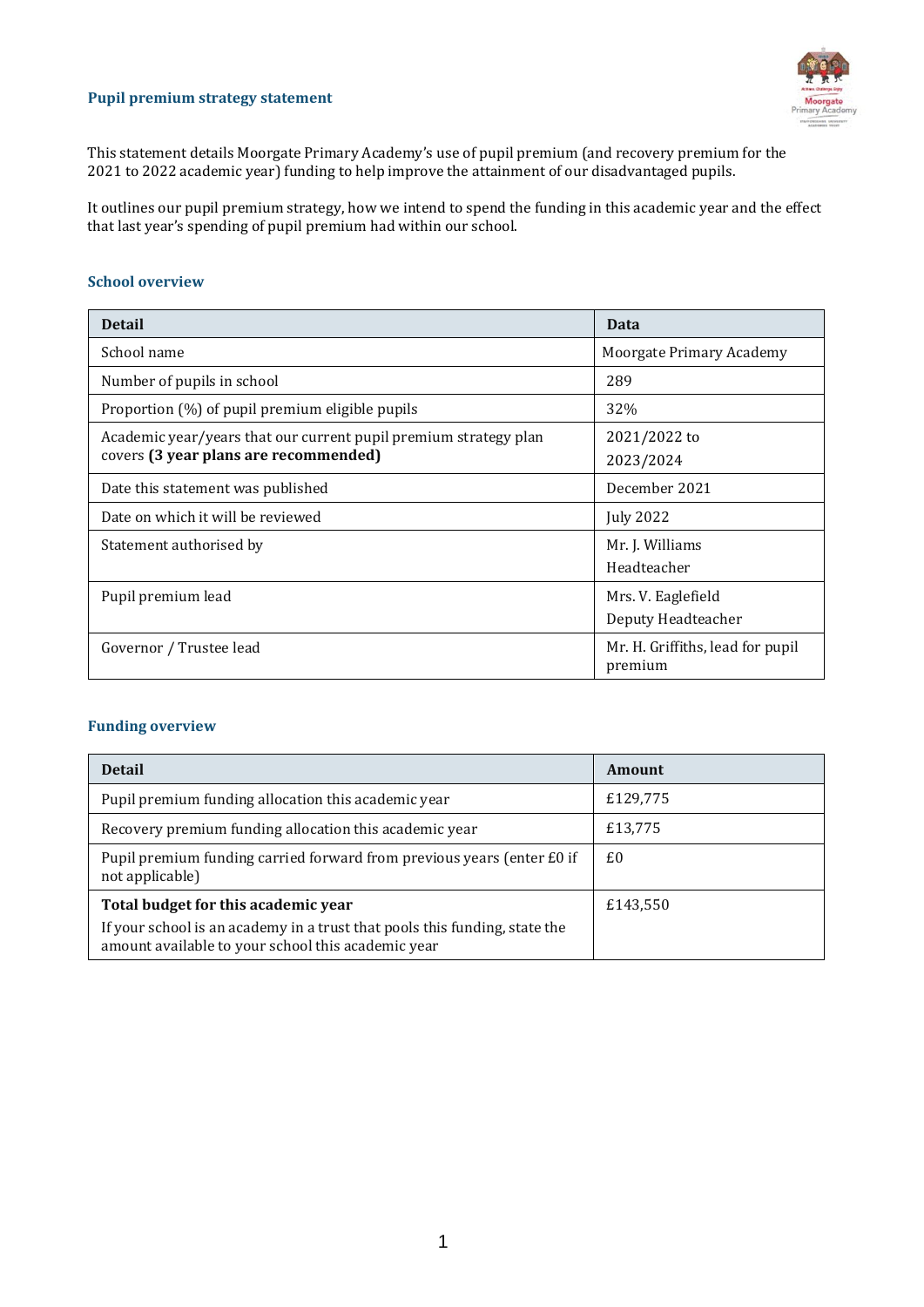## Pupil premium strategy statement

This statement details Moorgate Primary Academy's use of pupil premium (and recovery premium for the 2021 to 2022 academic year) funding to help improve the attainment of our disadvantaged pupils.

It outlines our pupil premium strategy, how we intend to spend the funding in this academic year and the effect that last year's spending of pupil premium had within our school.

### School overview

| Detail | Data |
|---|---|
| School name | Moorgate Primary Academy |
| Number of pupils in school | 289 |
| Proportion (%) of pupil premium eligible pupils | 32% |
| Academic year/years that our current pupil premium strategy plan covers **(3 year plans are recommended)** | 2021/2022 to 2023/2024 |
| Date this statement was published | December 2021 |
| Date on which it will be reviewed | July 2022 |
| Statement authorised by | Mr. J. Williams Headteacher |
| Pupil premium lead | Mrs. V. Eaglefield Deputy Headteacher |
| Governor / Trustee lead | Mr. H. Griffiths, lead for pupil premium |

### Funding overview

| Detail | Amount |
|---|---|
| Pupil premium funding allocation this academic year | £129,775 |
| Recovery premium funding allocation this academic year | £13,775 |
| Pupil premium funding carried forward from previous years (enter £0 if not applicable) | £0 |
| **Total budget for this academic year** If your school is an academy in a trust that pools this funding, state the amount available to your school this academic year | £143,550 |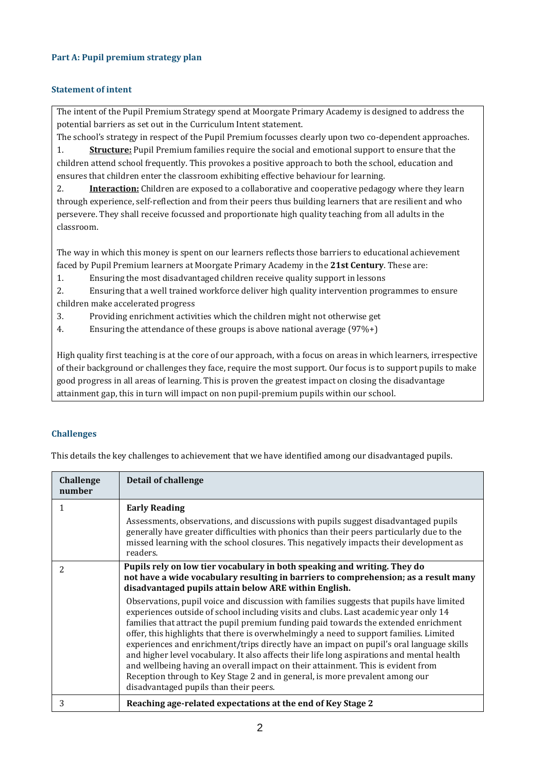### Part A: Pupil premium strategy plan

### Statement of intent

The intent of the Pupil Premium Strategy spend at Moorgate Primary Academy is designed to address the potential barriers as set out in the Curriculum Intent statement.

The school's strategy in respect of the Pupil Premium focusses clearly upon two co-dependent approaches.

1. **Structure:** Pupil Premium families require the social and emotional support to ensure that the children attend school frequently. This provokes a positive approach to both the school, education and ensures that children enter the classroom exhibiting effective behaviour for learning.
2. **Interaction:** Children are exposed to a collaborative and cooperative pedagogy where they learn through experience, self-reflection and from their peers thus building learners that are resilient and who persevere. They shall receive focussed and proportionate high quality teaching from all adults in the classroom.

The way in which this money is spent on our learners reflects those barriers to educational achievement faced by Pupil Premium learners at Moorgate Primary Academy in the **21st Century**. These are:

1. Ensuring the most disadvantaged children receive quality support in lessons
2. Ensuring that a well trained workforce deliver high quality intervention programmes to ensure children make accelerated progress
3. Providing enrichment activities which the children might not otherwise get
4. Ensuring the attendance of these groups is above national average (97%+)

High quality first teaching is at the core of our approach, with a focus on areas in which learners, irrespective of their background or challenges they face, require the most support. Our focus is to support pupils to make good progress in all areas of learning. This is proven the greatest impact on closing the disadvantage attainment gap, this in turn will impact on non pupil-premium pupils within our school.

### Challenges

This details the key challenges to achievement that we have identified among our disadvantaged pupils.

| Challenge number | Detail of challenge |
|---|---|
| 1 | **Early Reading**<br>Assessments, observations, and discussions with pupils suggest disadvantaged pupils generally have greater difficulties with phonics than their peers particularly due to the missed learning with the school closures. This negatively impacts their development as readers. |
| 2 | **Pupils rely on low tier vocabulary in both speaking and writing. They do not have a wide vocabulary resulting in barriers to comprehension; as a result many disadvantaged pupils attain below ARE within English.**<br>Observations, pupil voice and discussion with families suggests that pupils have limited experiences outside of school including visits and clubs. Last academic year only 14 families that attract the pupil premium funding paid towards the extended enrichment offer, this highlights that there is overwhelmingly a need to support families. Limited experiences and enrichment/trips directly have an impact on pupil's oral language skills and higher level vocabulary. It also affects their life long aspirations and mental health and wellbeing having an overall impact on their attainment. This is evident from Reception through to Key Stage 2 and in general, is more prevalent among our disadvantaged pupils than their peers. |
| 3 | **Reaching age-related expectations at the end of Key Stage 2** |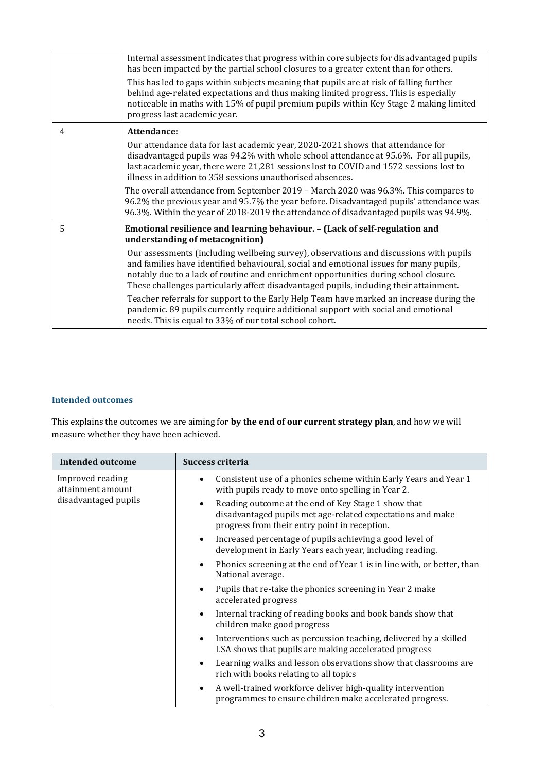| | |
|---|---|
| | Internal assessment indicates that progress within core subjects for disadvantaged pupils has been impacted by the partial school closures to a greater extent than for others.<br><br>This has led to gaps within subjects meaning that pupils are at risk of falling further behind age-related expectations and thus making limited progress. This is especially noticeable in maths with 15% of pupil premium pupils within Key Stage 2 making limited progress last academic year. |
| 4 | **Attendance:**<br><br>Our attendance data for last academic year, 2020-2021 shows that attendance for disadvantaged pupils was 94.2% with whole school attendance at 95.6%. For all pupils, last academic year, there were 21,281 sessions lost to COVID and 1572 sessions lost to illness in addition to 358 sessions unauthorised absences.<br><br>The overall attendance from September 2019 – March 2020 was 96.3%. This compares to 96.2% the previous year and 95.7% the year before. Disadvantaged pupils' attendance was 96.3%. Within the year of 2018-2019 the attendance of disadvantaged pupils was 94.9%. |
| 5 | **Emotional resilience and learning behaviour. – (Lack of self-regulation and understanding of metacognition)**<br><br>Our assessments (including wellbeing survey), observations and discussions with pupils and families have identified behavioural, social and emotional issues for many pupils, notably due to a lack of routine and enrichment opportunities during school closure. These challenges particularly affect disadvantaged pupils, including their attainment.<br><br>Teacher referrals for support to the Early Help Team have marked an increase during the pandemic. 89 pupils currently require additional support with social and emotional needs. This is equal to 33% of our total school cohort. |

### Intended outcomes

This explains the outcomes we are aiming for **by the end of our current strategy plan**, and how we will measure whether they have been achieved.

| Intended outcome | Success criteria |
|---|---|
| Improved reading attainment amount disadvantaged pupils | • Consistent use of a phonics scheme within Early Years and Year 1 with pupils ready to move onto spelling in Year 2.<br>• Reading outcome at the end of Key Stage 1 show that disadvantaged pupils met age-related expectations and make progress from their entry point in reception.<br>• Increased percentage of pupils achieving a good level of development in Early Years each year, including reading.<br>• Phonics screening at the end of Year 1 is in line with, or better, than National average.<br>• Pupils that re-take the phonics screening in Year 2 make accelerated progress<br>• Internal tracking of reading books and book bands show that children make good progress<br>• Interventions such as percussion teaching, delivered by a skilled LSA shows that pupils are making accelerated progress<br>• Learning walks and lesson observations show that classrooms are rich with books relating to all topics<br>• A well-trained workforce deliver high-quality intervention programmes to ensure children make accelerated progress. |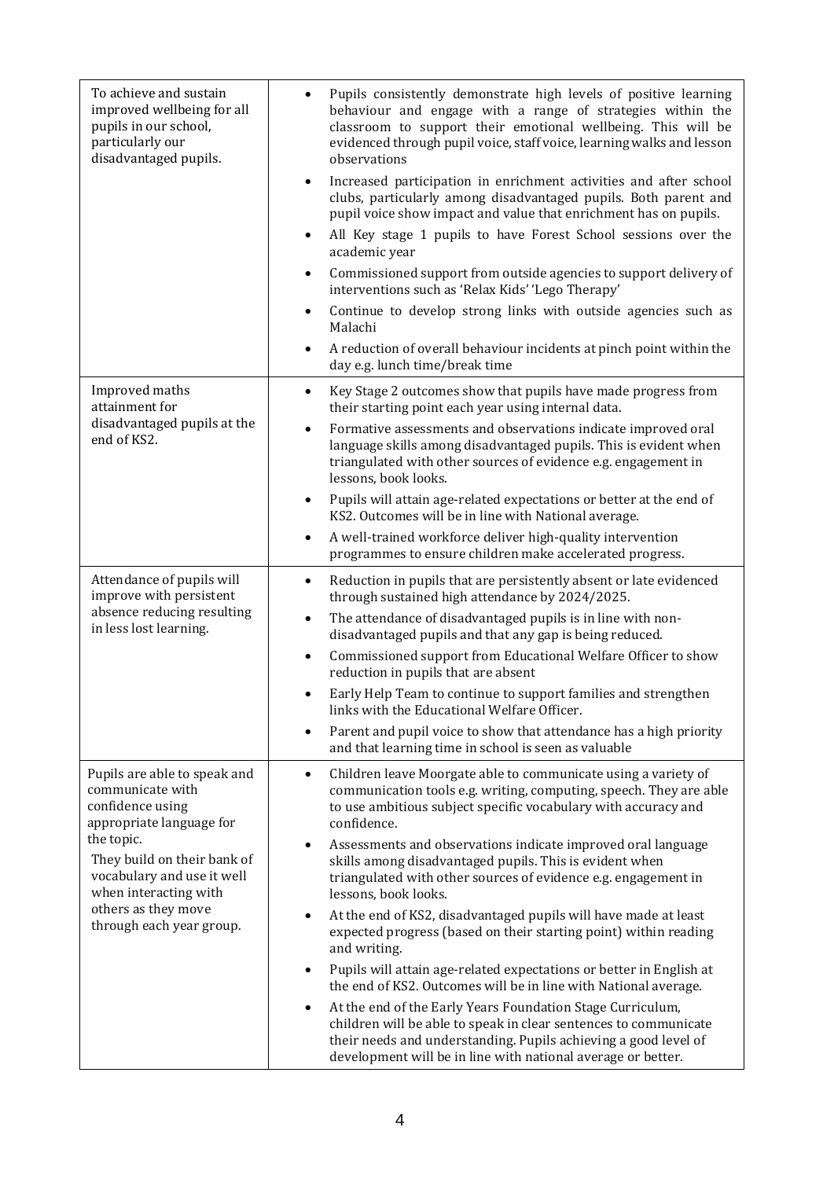| | |
|---|---|
| To achieve and sustain improved wellbeing for all pupils in our school, particularly our disadvantaged pupils. | • Pupils consistently demonstrate high levels of positive learning behaviour and engage with a range of strategies within the classroom to support their emotional wellbeing. This will be evidenced through pupil voice, staff voice, learning walks and lesson observations<br>• Increased participation in enrichment activities and after school clubs, particularly among disadvantaged pupils. Both parent and pupil voice show impact and value that enrichment has on pupils.<br>• All Key stage 1 pupils to have Forest School sessions over the academic year<br>• Commissioned support from outside agencies to support delivery of interventions such as 'Relax Kids' 'Lego Therapy'<br>• Continue to develop strong links with outside agencies such as Malachi<br>• A reduction of overall behaviour incidents at pinch point within the day e.g. lunch time/break time |
| Improved maths attainment for disadvantaged pupils at the end of KS2. | • Key Stage 2 outcomes show that pupils have made progress from their starting point each year using internal data.<br>• Formative assessments and observations indicate improved oral language skills among disadvantaged pupils. This is evident when triangulated with other sources of evidence e.g. engagement in lessons, book looks.<br>• Pupils will attain age-related expectations or better at the end of KS2. Outcomes will be in line with National average.<br>• A well-trained workforce deliver high-quality intervention programmes to ensure children make accelerated progress. |
| Attendance of pupils will improve with persistent absence reducing resulting in less lost learning. | • Reduction in pupils that are persistently absent or late evidenced through sustained high attendance by 2024/2025.<br>• The attendance of disadvantaged pupils is in line with non-disadvantaged pupils and that any gap is being reduced.<br>• Commissioned support from Educational Welfare Officer to show reduction in pupils that are absent<br>• Early Help Team to continue to support families and strengthen links with the Educational Welfare Officer.<br>• Parent and pupil voice to show that attendance has a high priority and that learning time in school is seen as valuable |
| Pupils are able to speak and communicate with confidence using appropriate language for the topic.<br>They build on their bank of vocabulary and use it well when interacting with others as they move through each year group. | • Children leave Moorgate able to communicate using a variety of communication tools e.g. writing, computing, speech. They are able to use ambitious subject specific vocabulary with accuracy and confidence.<br>• Assessments and observations indicate improved oral language skills among disadvantaged pupils. This is evident when triangulated with other sources of evidence e.g. engagement in lessons, book looks.<br>• At the end of KS2, disadvantaged pupils will have made at least expected progress (based on their starting point) within reading and writing.<br>• Pupils will attain age-related expectations or better in English at the end of KS2. Outcomes will be in line with National average.<br>• At the end of the Early Years Foundation Stage Curriculum, children will be able to speak in clear sentences to communicate their needs and understanding. Pupils achieving a good level of development will be in line with national average or better. |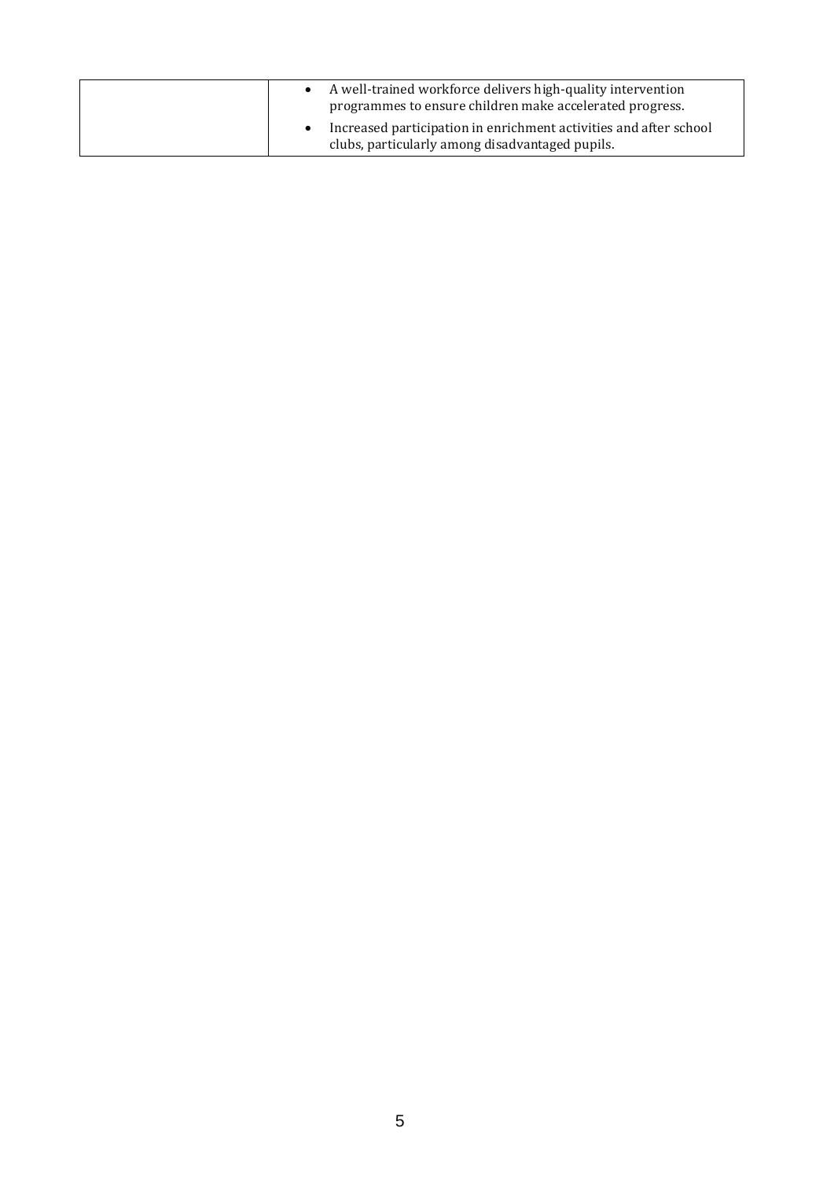| | |
|---|---|
| | • A well-trained workforce delivers high-quality intervention programmes to ensure children make accelerated progress.<br>• Increased participation in enrichment activities and after school clubs, particularly among disadvantaged pupils. |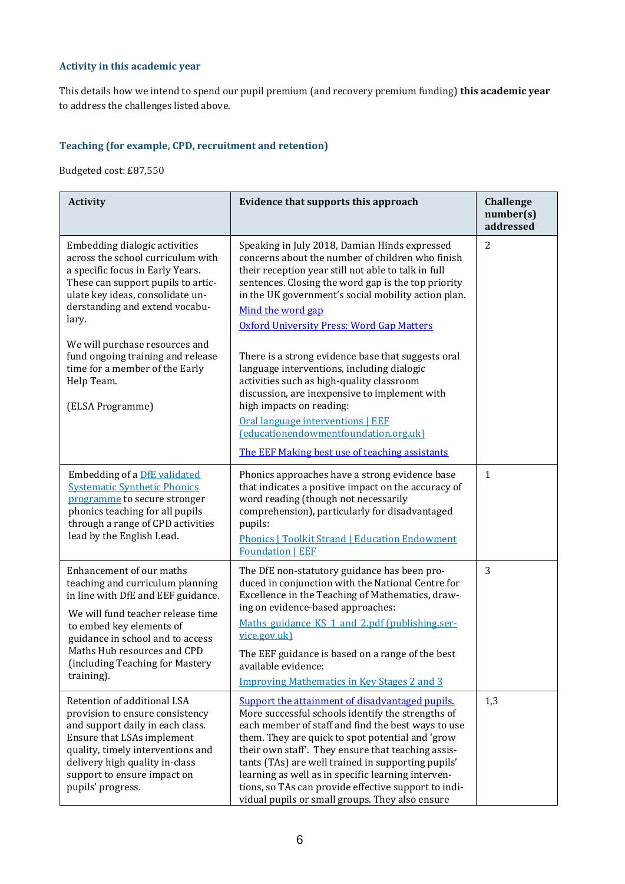### Activity in this academic year

This details how we intend to spend our pupil premium (and recovery premium funding) **this academic year** to address the challenges listed above.

### Teaching (for example, CPD, recruitment and retention)

Budgeted cost: £87,550

| Activity | Evidence that supports this approach | Challenge number(s) addressed |
|---|---|---|
| Embedding dialogic activities across the school curriculum with a specific focus in Early Years. These can support pupils to articulate key ideas, consolidate understanding and extend vocabulary.<br><br>We will purchase resources and fund ongoing training and release time for a member of the Early Help Team.<br><br>(ELSA Programme) | Speaking in July 2018, Damian Hinds expressed concerns about the number of children who finish their reception year still not able to talk in full sentences. Closing the word gap is the top priority in the UK government's social mobility action plan.<br>[Mind the word gap](#)<br>[Oxford University Press: Word Gap Matters](#)<br><br>There is a strong evidence base that suggests oral language interventions, including dialogic activities such as high-quality classroom discussion, are inexpensive to implement with high impacts on reading:<br>[Oral language interventions \| EEF (educationendowmentfoundation.org.uk)](#)<br>[The EEF Making best use of teaching assistants](#) | 2 |
| Embedding of a [DfE validated Systematic Synthetic Phonics programme](#) to secure stronger phonics teaching for all pupils through a range of CPD activities lead by the English Lead. | Phonics approaches have a strong evidence base that indicates a positive impact on the accuracy of word reading (though not necessarily comprehension), particularly for disadvantaged pupils:<br>[Phonics \| Toolkit Strand \| Education Endowment Foundation \| EEF](#) | 1 |
| Enhancement of our maths teaching and curriculum planning in line with DfE and EEF guidance.<br><br>We will fund teacher release time to embed key elements of guidance in school and to access Maths Hub resources and CPD (including Teaching for Mastery training). | The DfE non-statutory guidance has been produced in conjunction with the National Centre for Excellence in the Teaching of Mathematics, drawing on evidence-based approaches:<br>[Maths guidance KS 1 and 2.pdf (publishing.service.gov.uk)](#)<br><br>The EEF guidance is based on a range of the best available evidence:<br>[Improving Mathematics in Key Stages 2 and 3](#) | 3 |
| Retention of additional LSA provision to ensure consistency and support daily in each class. Ensure that LSAs implement quality, timely interventions and delivery high quality in-class support to ensure impact on pupils' progress. | [Support the attainment of disadvantaged pupils.](#) More successful schools identify the strengths of each member of staff and find the best ways to use them. They are quick to spot potential and 'grow their own staff'. They ensure that teaching assistants (TAs) are well trained in supporting pupils' learning as well as in specific learning interventions, so TAs can provide effective support to individual pupils or small groups. They also ensure | 1,3 |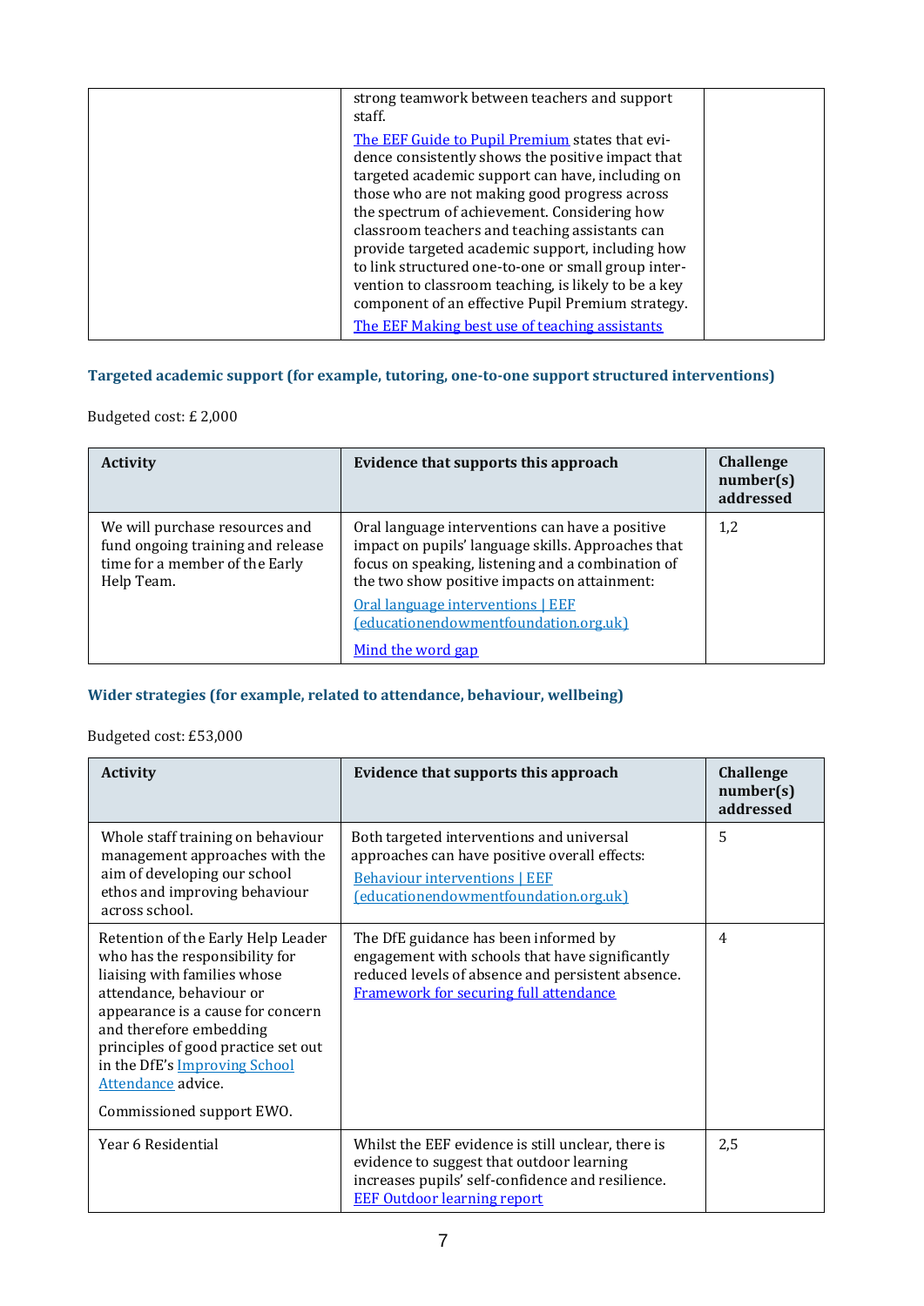| | | |
|---|---|---|
| | strong teamwork between teachers and support staff.<br><br>The EEF Guide to Pupil Premium states that evidence consistently shows the positive impact that targeted academic support can have, including on those who are not making good progress across the spectrum of achievement. Considering how classroom teachers and teaching assistants can provide targeted academic support, including how to link structured one-to-one or small group intervention to classroom teaching, is likely to be a key component of an effective Pupil Premium strategy.<br><br>The EEF Making best use of teaching assistants | |

### Targeted academic support (for example, tutoring, one-to-one support structured interventions)

Budgeted cost: £ 2,000

| Activity | Evidence that supports this approach | Challenge number(s) addressed |
|---|---|---|
| We will purchase resources and fund ongoing training and release time for a member of the Early Help Team. | Oral language interventions can have a positive impact on pupils' language skills. Approaches that focus on speaking, listening and a combination of the two show positive impacts on attainment:<br><br>Oral language interventions \| EEF (educationendowmentfoundation.org.uk)<br><br>Mind the word gap | 1,2 |

### Wider strategies (for example, related to attendance, behaviour, wellbeing)

Budgeted cost: £53,000

| Activity | Evidence that supports this approach | Challenge number(s) addressed |
|---|---|---|
| Whole staff training on behaviour management approaches with the aim of developing our school ethos and improving behaviour across school. | Both targeted interventions and universal approaches can have positive overall effects:<br><br>Behaviour interventions \| EEF (educationendowmentfoundation.org.uk) | 5 |
| Retention of the Early Help Leader who has the responsibility for liaising with families whose attendance, behaviour or appearance is a cause for concern and therefore embedding principles of good practice set out in the DfE's Improving School Attendance advice.<br><br>Commissioned support EWO. | The DfE guidance has been informed by engagement with schools that have significantly reduced levels of absence and persistent absence. Framework for securing full attendance | 4 |
| Year 6 Residential | Whilst the EEF evidence is still unclear, there is evidence to suggest that outdoor learning increases pupils' self-confidence and resilience. EEF Outdoor learning report | 2,5 |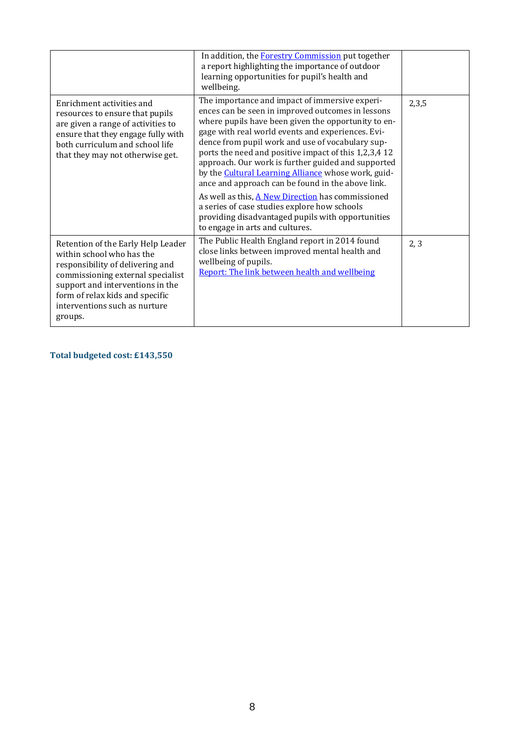| | | |
|---|---|---|
| | In addition, the [Forestry Commission](#) put together a report highlighting the importance of outdoor learning opportunities for pupil's health and wellbeing. | |
| Enrichment activities and resources to ensure that pupils are given a range of activities to ensure that they engage fully with both curriculum and school life that they may not otherwise get. | The importance and impact of immersive experiences can be seen in improved outcomes in lessons where pupils have been given the opportunity to engage with real world events and experiences. Evidence from pupil work and use of vocabulary supports the need and positive impact of this 1,2,3,4 12 approach. Our work is further guided and supported by the [Cultural Learning Alliance](#) whose work, guidance and approach can be found in the above link.<br><br>As well as this, [A New Direction](#) has commissioned a series of case studies explore how schools providing disadvantaged pupils with opportunities to engage in arts and cultures. | 2,3,5 |
| Retention of the Early Help Leader within school who has the responsibility of delivering and commissioning external specialist support and interventions in the form of relax kids and specific interventions such as nurture groups. | The Public Health England report in 2014 found close links between improved mental health and wellbeing of pupils.<br>[Report: The link between health and wellbeing](#) | 2, 3 |

**Total budgeted cost: £143,550**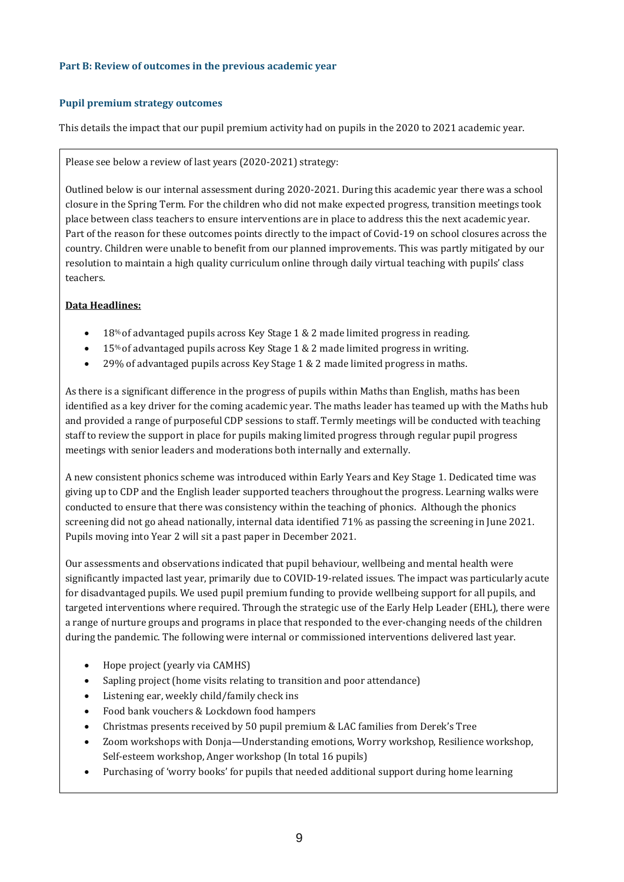**Part B: Review of outcomes in the previous academic year**

**Pupil premium strategy outcomes**

This details the impact that our pupil premium activity had on pupils in the 2020 to 2021 academic year.

Please see below a review of last years (2020-2021) strategy:

Outlined below is our internal assessment during 2020-2021. During this academic year there was a school closure in the Spring Term. For the children who did not make expected progress, transition meetings took place between class teachers to ensure interventions are in place to address this the next academic year. Part of the reason for these outcomes points directly to the impact of Covid-19 on school closures across the country. Children were unable to benefit from our planned improvements. This was partly mitigated by our resolution to maintain a high quality curriculum online through daily virtual teaching with pupils' class teachers.

<u>**Data Headlines:**</u>

- 18% of advantaged pupils across Key Stage 1 & 2 made limited progress in reading.
- 15% of advantaged pupils across Key Stage 1 & 2 made limited progress in writing.
- 29% of advantaged pupils across Key Stage 1 & 2 made limited progress in maths.

As there is a significant difference in the progress of pupils within Maths than English, maths has been identified as a key driver for the coming academic year. The maths leader has teamed up with the Maths hub and provided a range of purposeful CDP sessions to staff. Termly meetings will be conducted with teaching staff to review the support in place for pupils making limited progress through regular pupil progress meetings with senior leaders and moderations both internally and externally.

A new consistent phonics scheme was introduced within Early Years and Key Stage 1. Dedicated time was giving up to CDP and the English leader supported teachers throughout the progress. Learning walks were conducted to ensure that there was consistency within the teaching of phonics. Although the phonics screening did not go ahead nationally, internal data identified 71% as passing the screening in June 2021. Pupils moving into Year 2 will sit a past paper in December 2021.

Our assessments and observations indicated that pupil behaviour, wellbeing and mental health were significantly impacted last year, primarily due to COVID-19-related issues. The impact was particularly acute for disadvantaged pupils. We used pupil premium funding to provide wellbeing support for all pupils, and targeted interventions where required. Through the strategic use of the Early Help Leader (EHL), there were a range of nurture groups and programs in place that responded to the ever-changing needs of the children during the pandemic. The following were internal or commissioned interventions delivered last year.

- Hope project (yearly via CAMHS)
- Sapling project (home visits relating to transition and poor attendance)
- Listening ear, weekly child/family check ins
- Food bank vouchers & Lockdown food hampers
- Christmas presents received by 50 pupil premium & LAC families from Derek's Tree
- Zoom workshops with Donja—Understanding emotions, Worry workshop, Resilience workshop, Self-esteem workshop, Anger workshop (In total 16 pupils)
- Purchasing of 'worry books' for pupils that needed additional support during home learning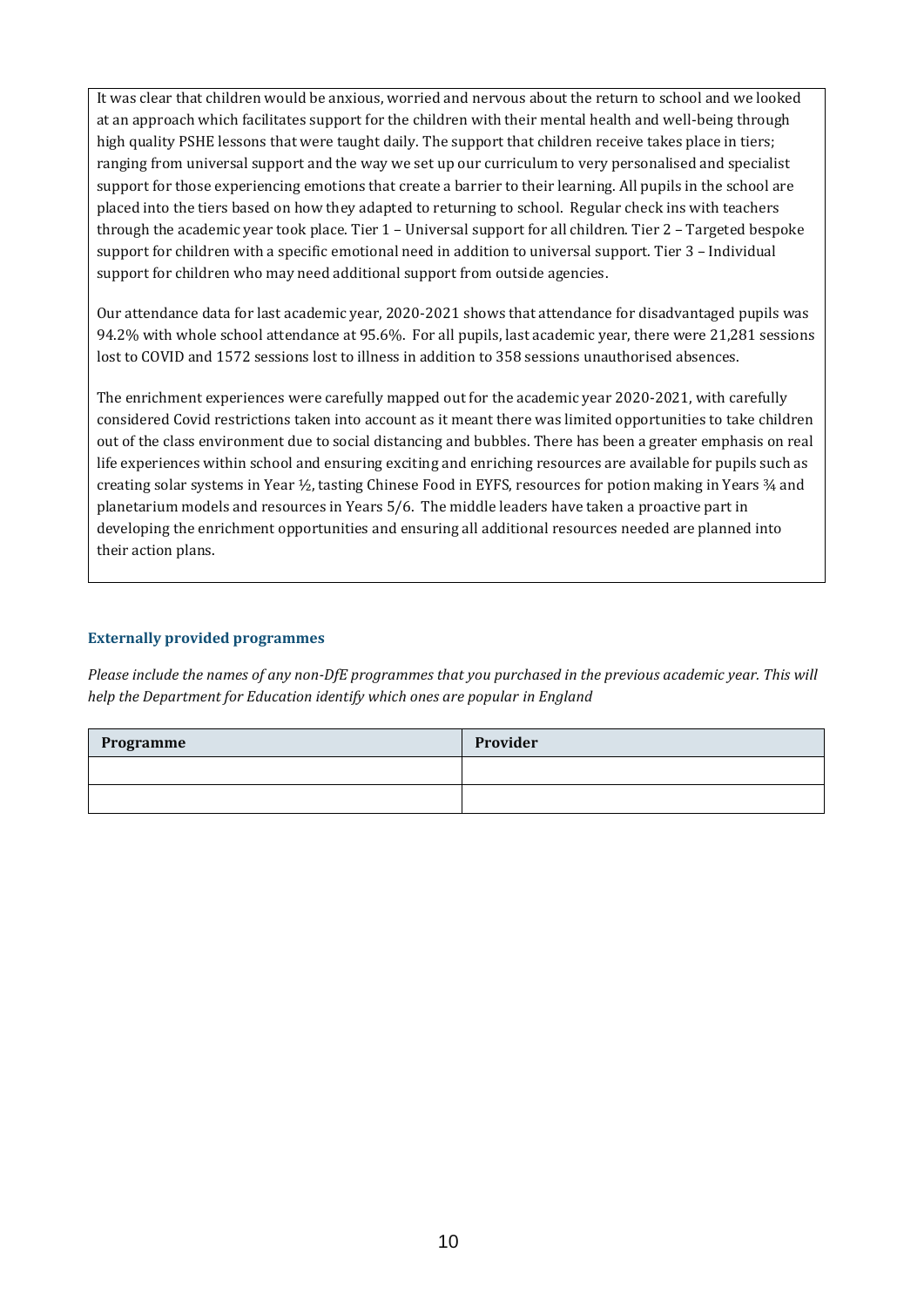It was clear that children would be anxious, worried and nervous about the return to school and we looked at an approach which facilitates support for the children with their mental health and well-being through high quality PSHE lessons that were taught daily. The support that children receive takes place in tiers; ranging from universal support and the way we set up our curriculum to very personalised and specialist support for those experiencing emotions that create a barrier to their learning. All pupils in the school are placed into the tiers based on how they adapted to returning to school. Regular check ins with teachers through the academic year took place. Tier 1 – Universal support for all children. Tier 2 – Targeted bespoke support for children with a specific emotional need in addition to universal support. Tier 3 – Individual support for children who may need additional support from outside agencies.

Our attendance data for last academic year, 2020-2021 shows that attendance for disadvantaged pupils was 94.2% with whole school attendance at 95.6%. For all pupils, last academic year, there were 21,281 sessions lost to COVID and 1572 sessions lost to illness in addition to 358 sessions unauthorised absences.

The enrichment experiences were carefully mapped out for the academic year 2020-2021, with carefully considered Covid restrictions taken into account as it meant there was limited opportunities to take children out of the class environment due to social distancing and bubbles. There has been a greater emphasis on real life experiences within school and ensuring exciting and enriching resources are available for pupils such as creating solar systems in Year ½, tasting Chinese Food in EYFS, resources for potion making in Years ¾ and planetarium models and resources in Years 5/6. The middle leaders have taken a proactive part in developing the enrichment opportunities and ensuring all additional resources needed are planned into their action plans.

### Externally provided programmes

*Please include the names of any non-DfE programmes that you purchased in the previous academic year. This will help the Department for Education identify which ones are popular in England*

| Programme | Provider |
|---|---|
| | |
| | |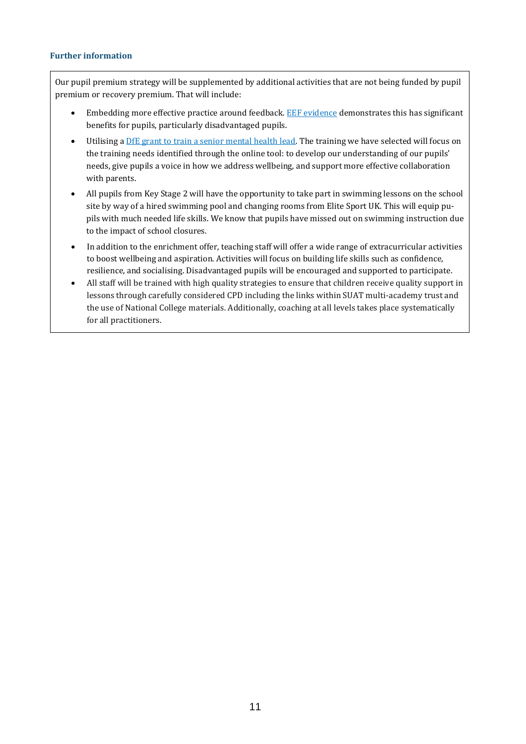### Further information

Our pupil premium strategy will be supplemented by additional activities that are not being funded by pupil premium or recovery premium. That will include:

- Embedding more effective practice around feedback. [EEF evidence] demonstrates this has significant benefits for pupils, particularly disadvantaged pupils.
- Utilising a [DfE grant to train a senior mental health lead]. The training we have selected will focus on the training needs identified through the online tool: to develop our understanding of our pupils' needs, give pupils a voice in how we address wellbeing, and support more effective collaboration with parents.
- All pupils from Key Stage 2 will have the opportunity to take part in swimming lessons on the school site by way of a hired swimming pool and changing rooms from Elite Sport UK. This will equip pupils with much needed life skills. We know that pupils have missed out on swimming instruction due to the impact of school closures.
- In addition to the enrichment offer, teaching staff will offer a wide range of extracurricular activities to boost wellbeing and aspiration. Activities will focus on building life skills such as confidence, resilience, and socialising. Disadvantaged pupils will be encouraged and supported to participate.
- All staff will be trained with high quality strategies to ensure that children receive quality support in lessons through carefully considered CPD including the links within SUAT multi-academy trust and the use of National College materials. Additionally, coaching at all levels takes place systematically for all practitioners.